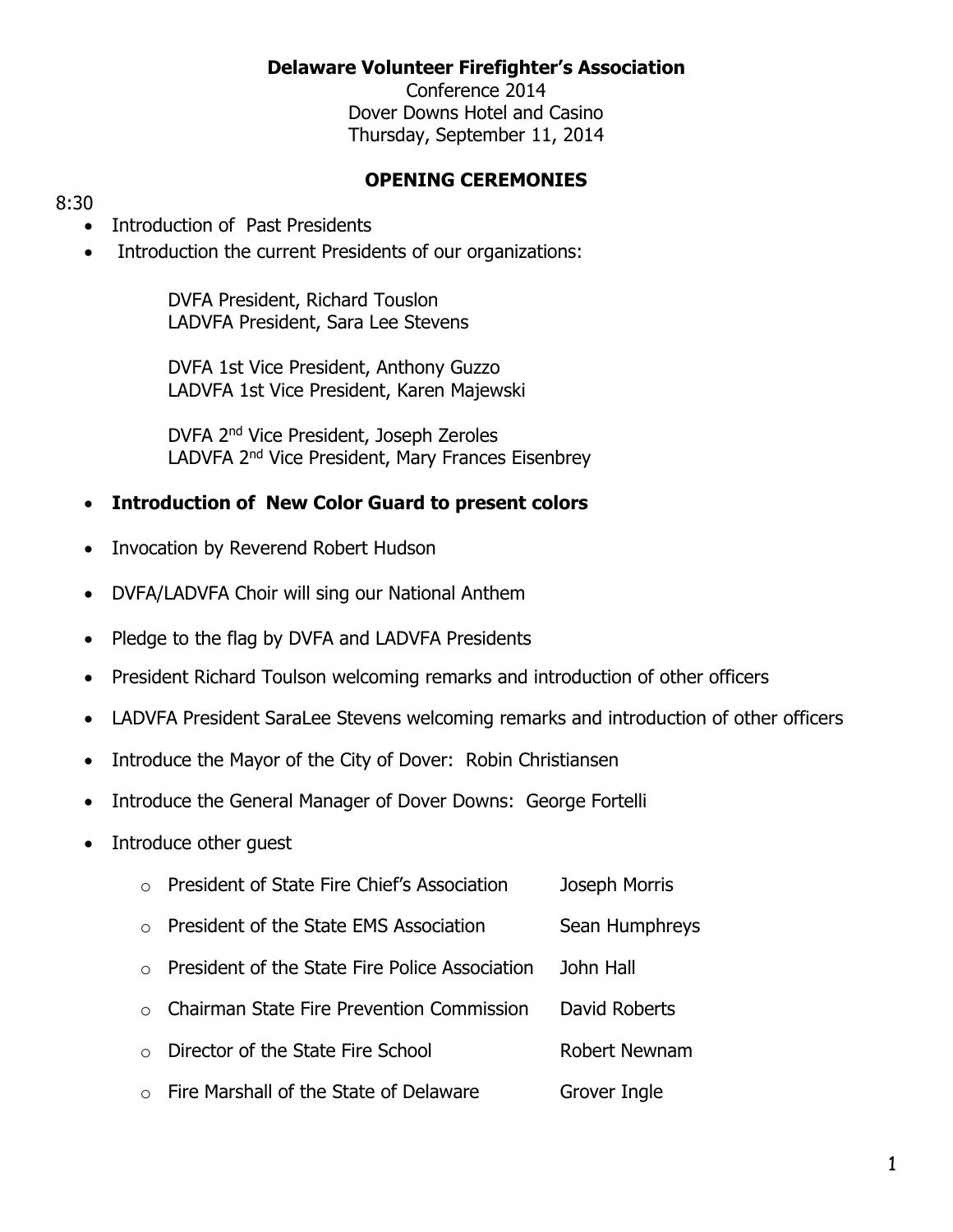**Delaware Volunteer Firefighter's Association**

Conference 2014

Dover Downs Hotel and Casino

Thursday, September 11, 2014

**OPENING CEREMONIES**

8:30

- Introduction of Past Presidents
- Introduction the current Presidents of our organizations:

  DVFA President, Richard Touslon
  LADVFA President, Sara Lee Stevens

  DVFA 1st Vice President, Anthony Guzzo
  LADVFA 1st Vice President, Karen Majewski

  DVFA 2nd Vice President, Joseph Zeroles
  LADVFA 2nd Vice President, Mary Frances Eisenbrey

- **Introduction of New Color Guard to present colors**
- Invocation by Reverend Robert Hudson
- DVFA/LADVFA Choir will sing our National Anthem
- Pledge to the flag by DVFA and LADVFA Presidents
- President Richard Toulson welcoming remarks and introduction of other officers
- LADVFA President SaraLee Stevens welcoming remarks and introduction of other officers
- Introduce the Mayor of the City of Dover: Robin Christiansen
- Introduce the General Manager of Dover Downs: George Fortelli
- Introduce other guest
  - President of State Fire Chief's Association — Joseph Morris
  - President of the State EMS Association — Sean Humphreys
  - President of the State Fire Police Association — John Hall
  - Chairman State Fire Prevention Commission — David Roberts
  - Director of the State Fire School — Robert Newnam
  - Fire Marshall of the State of Delaware — Grover Ingle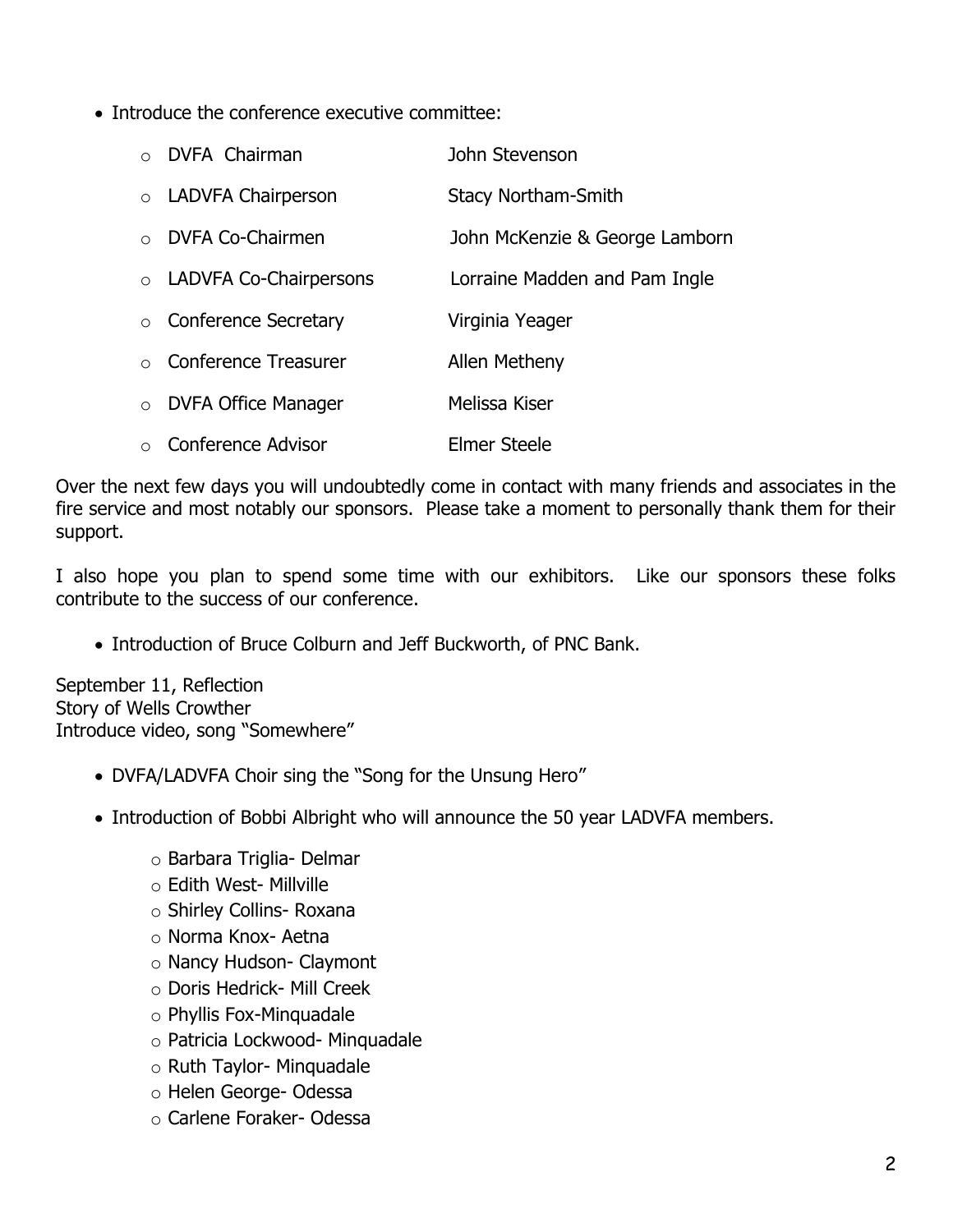- Introduce the conference executive committee:

  - DVFA Chairman — John Stevenson
  - LADVFA Chairperson — Stacy Northam-Smith
  - DVFA Co-Chairmen — John McKenzie & George Lamborn
  - LADVFA Co-Chairpersons — Lorraine Madden and Pam Ingle
  - Conference Secretary — Virginia Yeager
  - Conference Treasurer — Allen Metheny
  - DVFA Office Manager — Melissa Kiser
  - Conference Advisor — Elmer Steele

Over the next few days you will undoubtedly come in contact with many friends and associates in the fire service and most notably our sponsors. Please take a moment to personally thank them for their support.

I also hope you plan to spend some time with our exhibitors. Like our sponsors these folks contribute to the success of our conference.

- Introduction of Bruce Colburn and Jeff Buckworth, of PNC Bank.

September 11, Reflection
Story of Wells Crowther
Introduce video, song "Somewhere"

- DVFA/LADVFA Choir sing the "Song for the Unsung Hero"
- Introduction of Bobbi Albright who will announce the 50 year LADVFA members.
  - Barbara Triglia- Delmar
  - Edith West- Millville
  - Shirley Collins- Roxana
  - Norma Knox- Aetna
  - Nancy Hudson- Claymont
  - Doris Hedrick- Mill Creek
  - Phyllis Fox-Minquadale
  - Patricia Lockwood- Minquadale
  - Ruth Taylor- Minquadale
  - Helen George- Odessa
  - Carlene Foraker- Odessa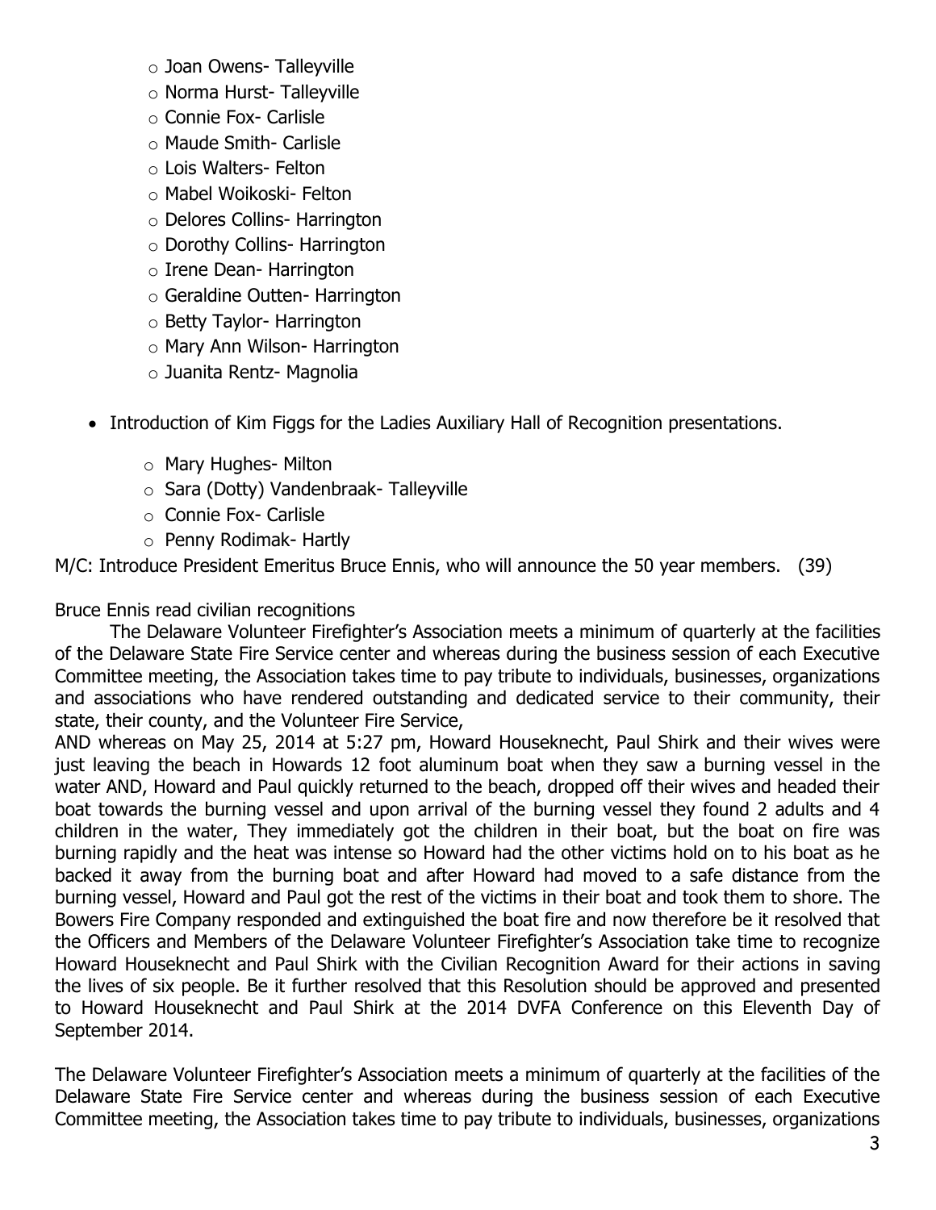- Joan Owens- Talleyville
  - Norma Hurst- Talleyville
  - Connie Fox- Carlisle
  - Maude Smith- Carlisle
  - Lois Walters- Felton
  - Mabel Woikoski- Felton
  - Delores Collins- Harrington
  - Dorothy Collins- Harrington
  - Irene Dean- Harrington
  - Geraldine Outten- Harrington
  - Betty Taylor- Harrington
  - Mary Ann Wilson- Harrington
  - Juanita Rentz- Magnolia

- Introduction of Kim Figgs for the Ladies Auxiliary Hall of Recognition presentations.
  - Mary Hughes- Milton
  - Sara (Dotty) Vandenbraak- Talleyville
  - Connie Fox- Carlisle
  - Penny Rodimak- Hartly

M/C: Introduce President Emeritus Bruce Ennis, who will announce the 50 year members. (39)

Bruce Ennis read civilian recognitions

The Delaware Volunteer Firefighter's Association meets a minimum of quarterly at the facilities of the Delaware State Fire Service center and whereas during the business session of each Executive Committee meeting, the Association takes time to pay tribute to individuals, businesses, organizations and associations who have rendered outstanding and dedicated service to their community, their state, their county, and the Volunteer Fire Service,

AND whereas on May 25, 2014 at 5:27 pm, Howard Houseknecht, Paul Shirk and their wives were just leaving the beach in Howards 12 foot aluminum boat when they saw a burning vessel in the water AND, Howard and Paul quickly returned to the beach, dropped off their wives and headed their boat towards the burning vessel and upon arrival of the burning vessel they found 2 adults and 4 children in the water, They immediately got the children in their boat, but the boat on fire was burning rapidly and the heat was intense so Howard had the other victims hold on to his boat as he backed it away from the burning boat and after Howard had moved to a safe distance from the burning vessel, Howard and Paul got the rest of the victims in their boat and took them to shore. The Bowers Fire Company responded and extinguished the boat fire and now therefore be it resolved that the Officers and Members of the Delaware Volunteer Firefighter's Association take time to recognize Howard Houseknecht and Paul Shirk with the Civilian Recognition Award for their actions in saving the lives of six people. Be it further resolved that this Resolution should be approved and presented to Howard Houseknecht and Paul Shirk at the 2014 DVFA Conference on this Eleventh Day of September 2014.

The Delaware Volunteer Firefighter's Association meets a minimum of quarterly at the facilities of the Delaware State Fire Service center and whereas during the business session of each Executive Committee meeting, the Association takes time to pay tribute to individuals, businesses, organizations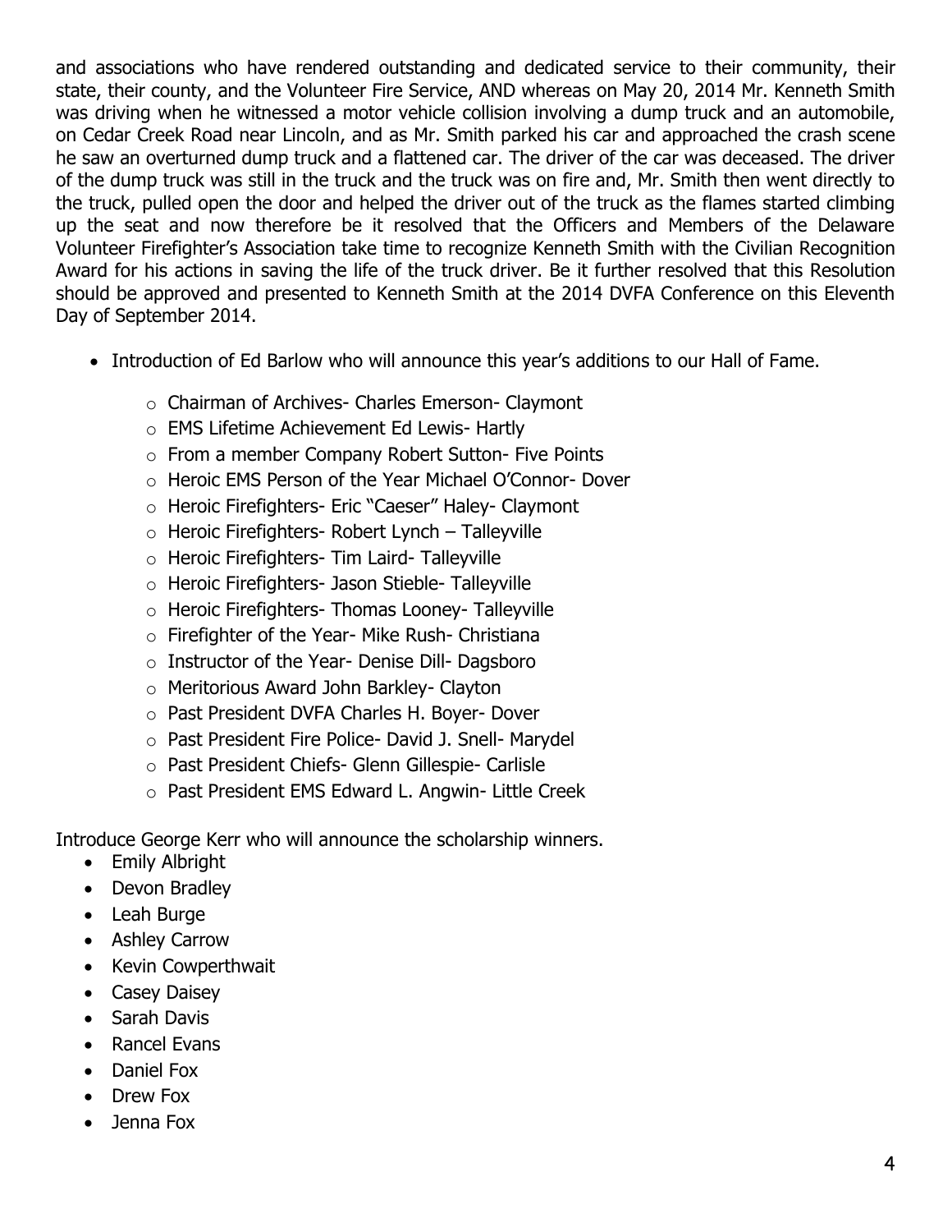and associations who have rendered outstanding and dedicated service to their community, their state, their county, and the Volunteer Fire Service, AND whereas on May 20, 2014 Mr. Kenneth Smith was driving when he witnessed a motor vehicle collision involving a dump truck and an automobile, on Cedar Creek Road near Lincoln, and as Mr. Smith parked his car and approached the crash scene he saw an overturned dump truck and a flattened car. The driver of the car was deceased. The driver of the dump truck was still in the truck and the truck was on fire and, Mr. Smith then went directly to the truck, pulled open the door and helped the driver out of the truck as the flames started climbing up the seat and now therefore be it resolved that the Officers and Members of the Delaware Volunteer Firefighter's Association take time to recognize Kenneth Smith with the Civilian Recognition Award for his actions in saving the life of the truck driver. Be it further resolved that this Resolution should be approved and presented to Kenneth Smith at the 2014 DVFA Conference on this Eleventh Day of September 2014.

- Introduction of Ed Barlow who will announce this year's additions to our Hall of Fame.
  - Chairman of Archives- Charles Emerson- Claymont
  - EMS Lifetime Achievement Ed Lewis- Hartly
  - From a member Company Robert Sutton- Five Points
  - Heroic EMS Person of the Year Michael O'Connor- Dover
  - Heroic Firefighters- Eric "Caeser" Haley- Claymont
  - Heroic Firefighters- Robert Lynch – Talleyville
  - Heroic Firefighters- Tim Laird- Talleyville
  - Heroic Firefighters- Jason Stieble- Talleyville
  - Heroic Firefighters- Thomas Looney- Talleyville
  - Firefighter of the Year- Mike Rush- Christiana
  - Instructor of the Year- Denise Dill- Dagsboro
  - Meritorious Award John Barkley- Clayton
  - Past President DVFA Charles H. Boyer- Dover
  - Past President Fire Police- David J. Snell- Marydel
  - Past President Chiefs- Glenn Gillespie- Carlisle
  - Past President EMS Edward L. Angwin- Little Creek

Introduce George Kerr who will announce the scholarship winners.

- Emily Albright
- Devon Bradley
- Leah Burge
- Ashley Carrow
- Kevin Cowperthwait
- Casey Daisey
- Sarah Davis
- Rancel Evans
- Daniel Fox
- Drew Fox
- Jenna Fox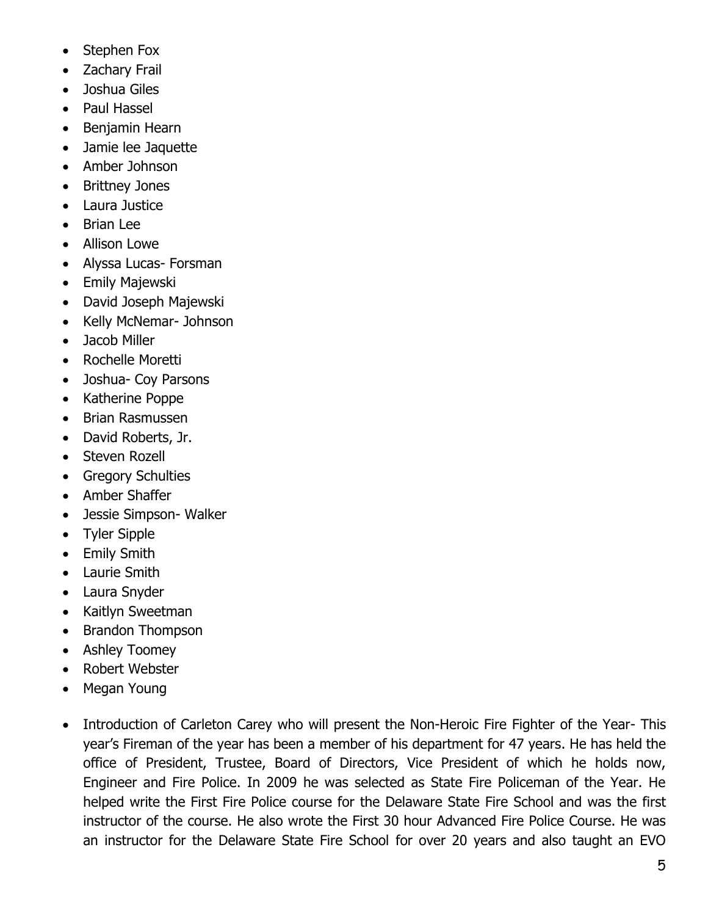- Stephen Fox
- Zachary Frail
- Joshua Giles
- Paul Hassel
- Benjamin Hearn
- Jamie lee Jaquette
- Amber Johnson
- Brittney Jones
- Laura Justice
- Brian Lee
- Allison Lowe
- Alyssa Lucas- Forsman
- Emily Majewski
- David Joseph Majewski
- Kelly McNemar- Johnson
- Jacob Miller
- Rochelle Moretti
- Joshua- Coy Parsons
- Katherine Poppe
- Brian Rasmussen
- David Roberts, Jr.
- Steven Rozell
- Gregory Schulties
- Amber Shaffer
- Jessie Simpson- Walker
- Tyler Sipple
- Emily Smith
- Laurie Smith
- Laura Snyder
- Kaitlyn Sweetman
- Brandon Thompson
- Ashley Toomey
- Robert Webster
- Megan Young

- Introduction of Carleton Carey who will present the Non-Heroic Fire Fighter of the Year- This year's Fireman of the year has been a member of his department for 47 years. He has held the office of President, Trustee, Board of Directors, Vice President of which he holds now, Engineer and Fire Police. In 2009 he was selected as State Fire Policeman of the Year. He helped write the First Fire Police course for the Delaware State Fire School and was the first instructor of the course. He also wrote the First 30 hour Advanced Fire Police Course. He was an instructor for the Delaware State Fire School for over 20 years and also taught an EVO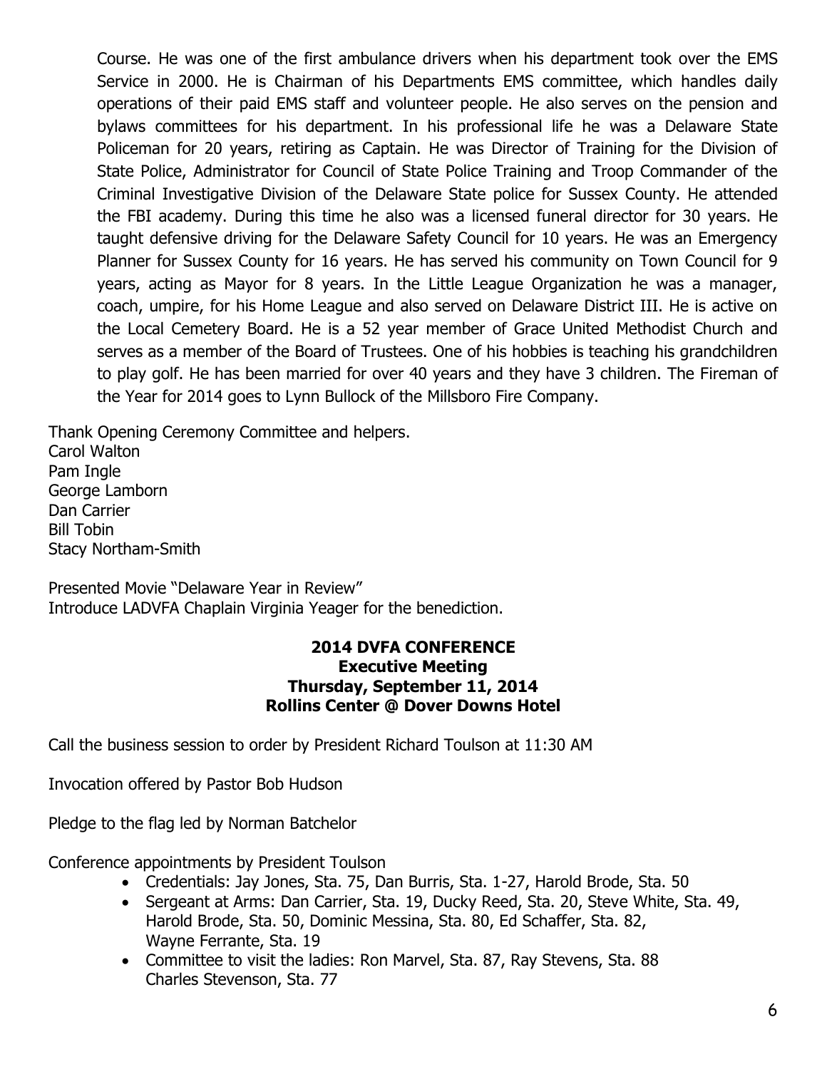Course. He was one of the first ambulance drivers when his department took over the EMS Service in 2000. He is Chairman of his Departments EMS committee, which handles daily operations of their paid EMS staff and volunteer people. He also serves on the pension and bylaws committees for his department. In his professional life he was a Delaware State Policeman for 20 years, retiring as Captain. He was Director of Training for the Division of State Police, Administrator for Council of State Police Training and Troop Commander of the Criminal Investigative Division of the Delaware State police for Sussex County. He attended the FBI academy. During this time he also was a licensed funeral director for 30 years. He taught defensive driving for the Delaware Safety Council for 10 years. He was an Emergency Planner for Sussex County for 16 years. He has served his community on Town Council for 9 years, acting as Mayor for 8 years. In the Little League Organization he was a manager, coach, umpire, for his Home League and also served on Delaware District III. He is active on the Local Cemetery Board. He is a 52 year member of Grace United Methodist Church and serves as a member of the Board of Trustees. One of his hobbies is teaching his grandchildren to play golf. He has been married for over 40 years and they have 3 children. The Fireman of the Year for 2014 goes to Lynn Bullock of the Millsboro Fire Company.

Thank Opening Ceremony Committee and helpers.
Carol Walton
Pam Ingle
George Lamborn
Dan Carrier
Bill Tobin
Stacy Northam-Smith

Presented Movie "Delaware Year in Review"
Introduce LADVFA Chaplain Virginia Yeager for the benediction.

**2014 DVFA CONFERENCE**
**Executive Meeting**
**Thursday, September 11, 2014**
**Rollins Center @ Dover Downs Hotel**

Call the business session to order by President Richard Toulson at 11:30 AM

Invocation offered by Pastor Bob Hudson

Pledge to the flag led by Norman Batchelor

Conference appointments by President Toulson

- Credentials: Jay Jones, Sta. 75, Dan Burris, Sta. 1-27, Harold Brode, Sta. 50
- Sergeant at Arms: Dan Carrier, Sta. 19, Ducky Reed, Sta. 20, Steve White, Sta. 49, Harold Brode, Sta. 50, Dominic Messina, Sta. 80, Ed Schaffer, Sta. 82, Wayne Ferrante, Sta. 19
- Committee to visit the ladies: Ron Marvel, Sta. 87, Ray Stevens, Sta. 88 Charles Stevenson, Sta. 77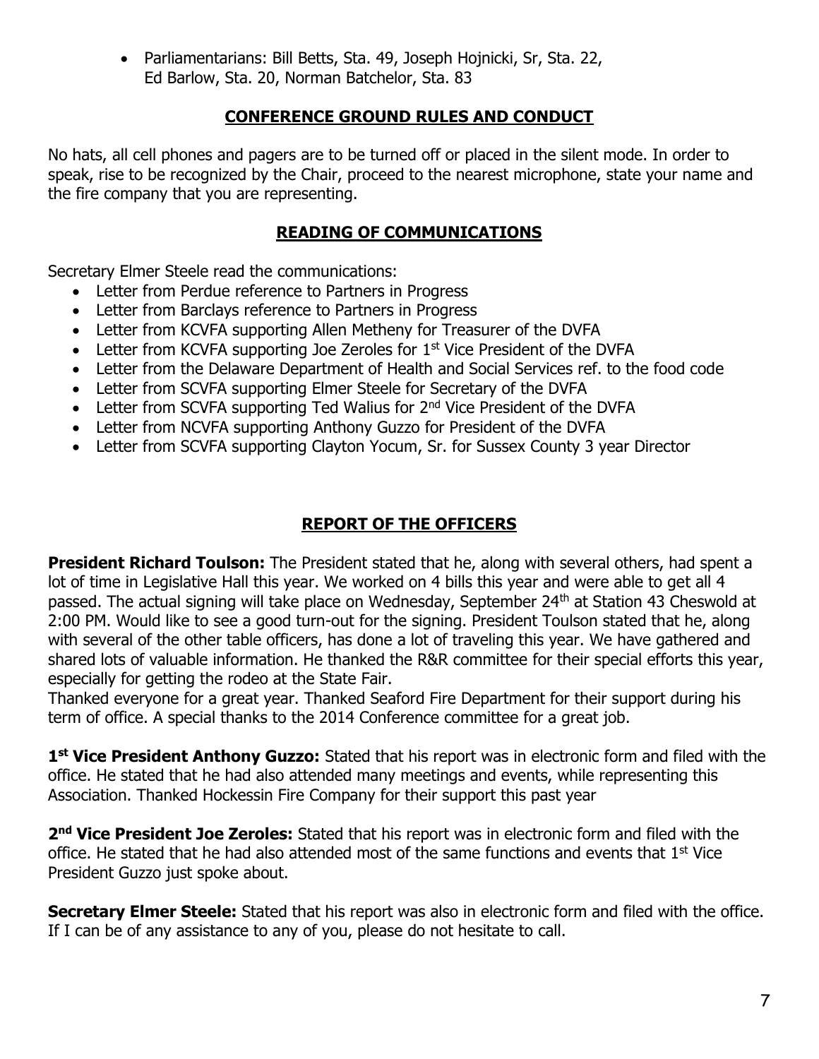- Parliamentarians: Bill Betts, Sta. 49, Joseph Hojnicki, Sr, Sta. 22, Ed Barlow, Sta. 20, Norman Batchelor, Sta. 83

## CONFERENCE GROUND RULES AND CONDUCT

No hats, all cell phones and pagers are to be turned off or placed in the silent mode. In order to speak, rise to be recognized by the Chair, proceed to the nearest microphone, state your name and the fire company that you are representing.

## READING OF COMMUNICATIONS

Secretary Elmer Steele read the communications:

- Letter from Perdue reference to Partners in Progress
- Letter from Barclays reference to Partners in Progress
- Letter from KCVFA supporting Allen Metheny for Treasurer of the DVFA
- Letter from KCVFA supporting Joe Zeroles for 1st Vice President of the DVFA
- Letter from the Delaware Department of Health and Social Services ref. to the food code
- Letter from SCVFA supporting Elmer Steele for Secretary of the DVFA
- Letter from SCVFA supporting Ted Walius for 2nd Vice President of the DVFA
- Letter from NCVFA supporting Anthony Guzzo for President of the DVFA
- Letter from SCVFA supporting Clayton Yocum, Sr. for Sussex County 3 year Director

## REPORT OF THE OFFICERS

**President Richard Toulson:** The President stated that he, along with several others, had spent a lot of time in Legislative Hall this year. We worked on 4 bills this year and were able to get all 4 passed. The actual signing will take place on Wednesday, September 24th at Station 43 Cheswold at 2:00 PM. Would like to see a good turn-out for the signing. President Toulson stated that he, along with several of the other table officers, has done a lot of traveling this year. We have gathered and shared lots of valuable information. He thanked the R&R committee for their special efforts this year, especially for getting the rodeo at the State Fair.
Thanked everyone for a great year. Thanked Seaford Fire Department for their support during his term of office. A special thanks to the 2014 Conference committee for a great job.

**1st Vice President Anthony Guzzo:** Stated that his report was in electronic form and filed with the office. He stated that he had also attended many meetings and events, while representing this Association. Thanked Hockessin Fire Company for their support this past year

**2nd Vice President Joe Zeroles:** Stated that his report was in electronic form and filed with the office. He stated that he had also attended most of the same functions and events that 1st Vice President Guzzo just spoke about.

**Secretary Elmer Steele:** Stated that his report was also in electronic form and filed with the office. If I can be of any assistance to any of you, please do not hesitate to call.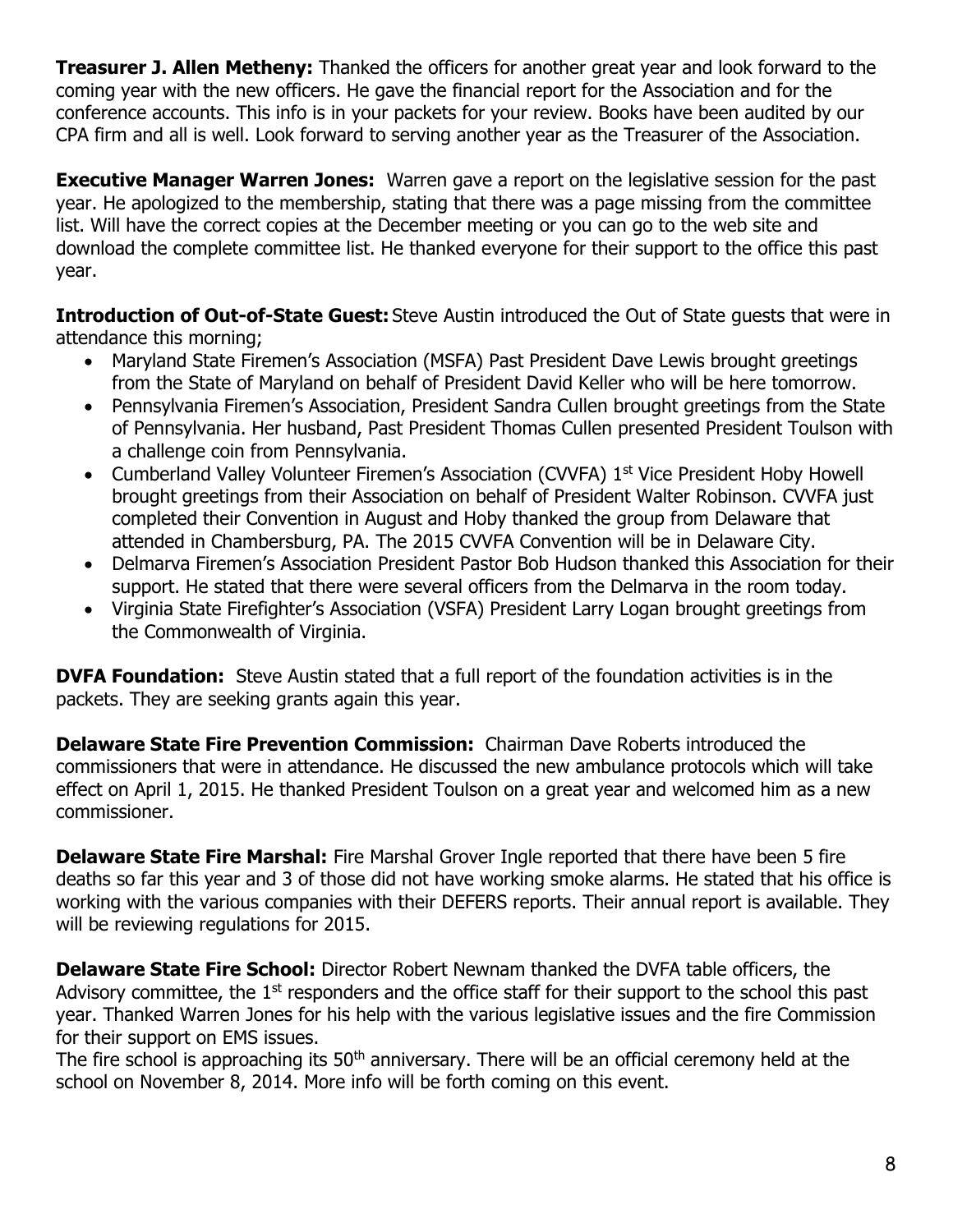**Treasurer J. Allen Metheny:** Thanked the officers for another great year and look forward to the coming year with the new officers. He gave the financial report for the Association and for the conference accounts. This info is in your packets for your review. Books have been audited by our CPA firm and all is well. Look forward to serving another year as the Treasurer of the Association.

**Executive Manager Warren Jones:** Warren gave a report on the legislative session for the past year. He apologized to the membership, stating that there was a page missing from the committee list. Will have the correct copies at the December meeting or you can go to the web site and download the complete committee list. He thanked everyone for their support to the office this past year.

**Introduction of Out-of-State Guest:** Steve Austin introduced the Out of State guests that were in attendance this morning;

- Maryland State Firemen's Association (MSFA) Past President Dave Lewis brought greetings from the State of Maryland on behalf of President David Keller who will be here tomorrow.
- Pennsylvania Firemen's Association, President Sandra Cullen brought greetings from the State of Pennsylvania. Her husband, Past President Thomas Cullen presented President Toulson with a challenge coin from Pennsylvania.
- Cumberland Valley Volunteer Firemen's Association (CVVFA) 1st Vice President Hoby Howell brought greetings from their Association on behalf of President Walter Robinson. CVVFA just completed their Convention in August and Hoby thanked the group from Delaware that attended in Chambersburg, PA. The 2015 CVVFA Convention will be in Delaware City.
- Delmarva Firemen's Association President Pastor Bob Hudson thanked this Association for their support. He stated that there were several officers from the Delmarva in the room today.
- Virginia State Firefighter's Association (VSFA) President Larry Logan brought greetings from the Commonwealth of Virginia.

**DVFA Foundation:** Steve Austin stated that a full report of the foundation activities is in the packets. They are seeking grants again this year.

**Delaware State Fire Prevention Commission:** Chairman Dave Roberts introduced the commissioners that were in attendance. He discussed the new ambulance protocols which will take effect on April 1, 2015. He thanked President Toulson on a great year and welcomed him as a new commissioner.

**Delaware State Fire Marshal:** Fire Marshal Grover Ingle reported that there have been 5 fire deaths so far this year and 3 of those did not have working smoke alarms. He stated that his office is working with the various companies with their DEFERS reports. Their annual report is available. They will be reviewing regulations for 2015.

**Delaware State Fire School:** Director Robert Newnam thanked the DVFA table officers, the Advisory committee, the 1st responders and the office staff for their support to the school this past year. Thanked Warren Jones for his help with the various legislative issues and the fire Commission for their support on EMS issues.

The fire school is approaching its 50th anniversary. There will be an official ceremony held at the school on November 8, 2014. More info will be forth coming on this event.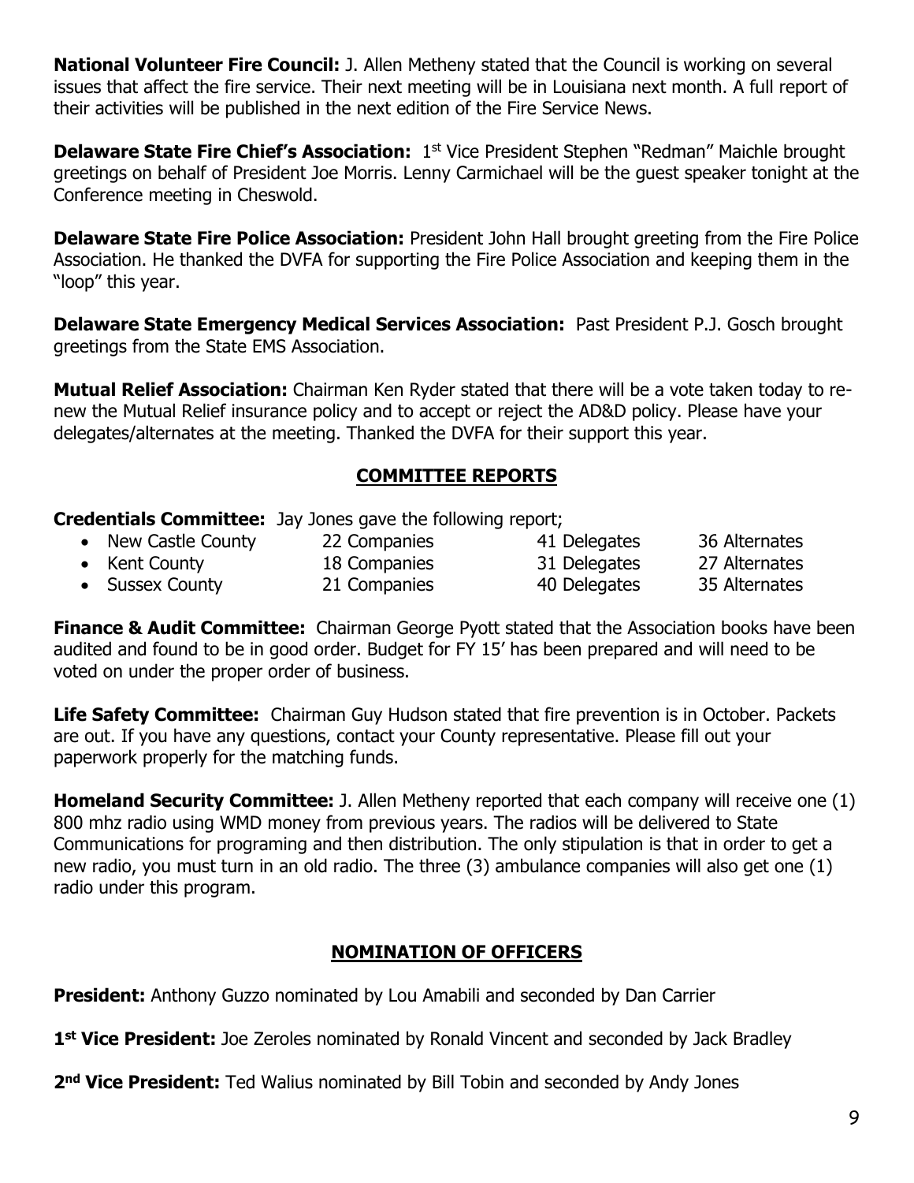**National Volunteer Fire Council:** J. Allen Metheny stated that the Council is working on several issues that affect the fire service. Their next meeting will be in Louisiana next month. A full report of their activities will be published in the next edition of the Fire Service News.

**Delaware State Fire Chief's Association:** 1st Vice President Stephen "Redman" Maichle brought greetings on behalf of President Joe Morris. Lenny Carmichael will be the guest speaker tonight at the Conference meeting in Cheswold.

**Delaware State Fire Police Association:** President John Hall brought greeting from the Fire Police Association. He thanked the DVFA for supporting the Fire Police Association and keeping them in the "loop" this year.

**Delaware State Emergency Medical Services Association:** Past President P.J. Gosch brought greetings from the State EMS Association.

**Mutual Relief Association:** Chairman Ken Ryder stated that there will be a vote taken today to re-new the Mutual Relief insurance policy and to accept or reject the AD&D policy. Please have your delegates/alternates at the meeting. Thanked the DVFA for their support this year.

## COMMITTEE REPORTS

**Credentials Committee:** Jay Jones gave the following report;

- New Castle County 22 Companies 41 Delegates 36 Alternates
- Kent County 18 Companies 31 Delegates 27 Alternates
- Sussex County 21 Companies 40 Delegates 35 Alternates

**Finance & Audit Committee:** Chairman George Pyott stated that the Association books have been audited and found to be in good order. Budget for FY 15' has been prepared and will need to be voted on under the proper order of business.

**Life Safety Committee:** Chairman Guy Hudson stated that fire prevention is in October. Packets are out. If you have any questions, contact your County representative. Please fill out your paperwork properly for the matching funds.

**Homeland Security Committee:** J. Allen Metheny reported that each company will receive one (1) 800 mhz radio using WMD money from previous years. The radios will be delivered to State Communications for programing and then distribution. The only stipulation is that in order to get a new radio, you must turn in an old radio. The three (3) ambulance companies will also get one (1) radio under this program.

## NOMINATION OF OFFICERS

**President:** Anthony Guzzo nominated by Lou Amabili and seconded by Dan Carrier

**1st Vice President:** Joe Zeroles nominated by Ronald Vincent and seconded by Jack Bradley

**2nd Vice President:** Ted Walius nominated by Bill Tobin and seconded by Andy Jones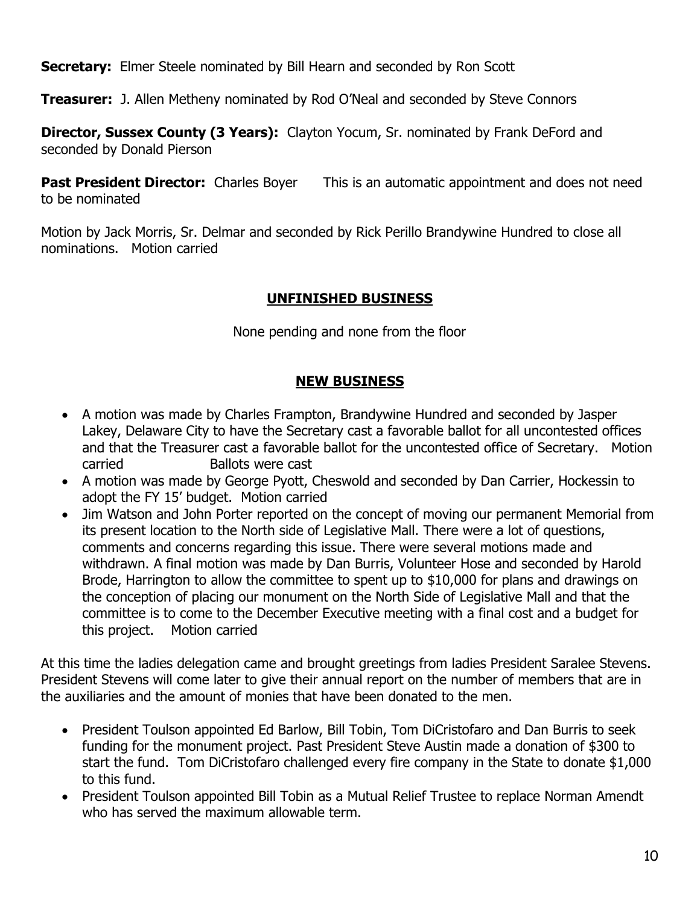**Secretary:** Elmer Steele nominated by Bill Hearn and seconded by Ron Scott

**Treasurer:** J. Allen Metheny nominated by Rod O'Neal and seconded by Steve Connors

**Director, Sussex County (3 Years):** Clayton Yocum, Sr. nominated by Frank DeFord and seconded by Donald Pierson

**Past President Director:** Charles Boyer This is an automatic appointment and does not need to be nominated

Motion by Jack Morris, Sr. Delmar and seconded by Rick Perillo Brandywine Hundred to close all nominations. Motion carried

## UNFINISHED BUSINESS

None pending and none from the floor

## NEW BUSINESS

- A motion was made by Charles Frampton, Brandywine Hundred and seconded by Jasper Lakey, Delaware City to have the Secretary cast a favorable ballot for all uncontested offices and that the Treasurer cast a favorable ballot for the uncontested office of Secretary. Motion carried Ballots were cast
- A motion was made by George Pyott, Cheswold and seconded by Dan Carrier, Hockessin to adopt the FY 15' budget. Motion carried
- Jim Watson and John Porter reported on the concept of moving our permanent Memorial from its present location to the North side of Legislative Mall. There were a lot of questions, comments and concerns regarding this issue. There were several motions made and withdrawn. A final motion was made by Dan Burris, Volunteer Hose and seconded by Harold Brode, Harrington to allow the committee to spent up to $10,000 for plans and drawings on the conception of placing our monument on the North Side of Legislative Mall and that the committee is to come to the December Executive meeting with a final cost and a budget for this project. Motion carried

At this time the ladies delegation came and brought greetings from ladies President Saralee Stevens. President Stevens will come later to give their annual report on the number of members that are in the auxiliaries and the amount of monies that have been donated to the men.

- President Toulson appointed Ed Barlow, Bill Tobin, Tom DiCristofaro and Dan Burris to seek funding for the monument project. Past President Steve Austin made a donation of $300 to start the fund. Tom DiCristofaro challenged every fire company in the State to donate $1,000 to this fund.
- President Toulson appointed Bill Tobin as a Mutual Relief Trustee to replace Norman Amendt who has served the maximum allowable term.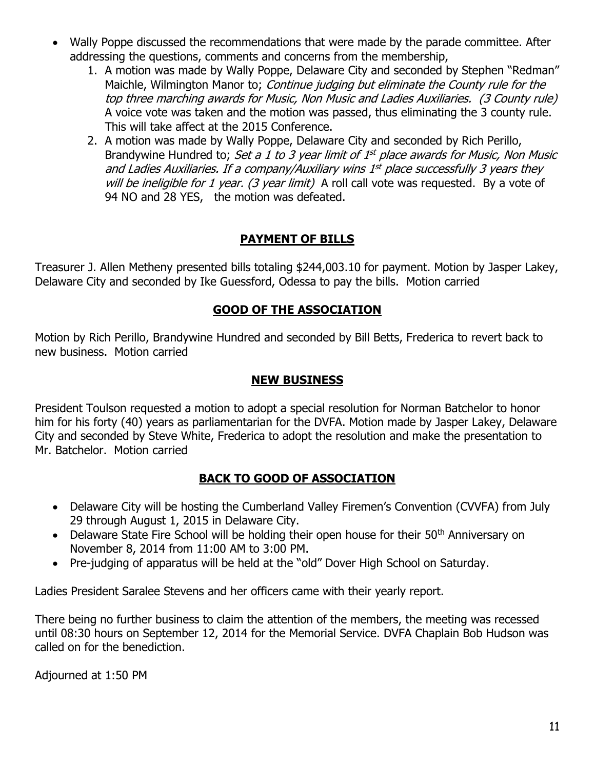- Wally Poppe discussed the recommendations that were made by the parade committee. After addressing the questions, comments and concerns from the membership,
    1. A motion was made by Wally Poppe, Delaware City and seconded by Stephen "Redman" Maichle, Wilmington Manor to; *Continue judging but eliminate the County rule for the top three marching awards for Music, Non Music and Ladies Auxiliaries. (3 County rule)* A voice vote was taken and the motion was passed, thus eliminating the 3 county rule. This will take affect at the 2015 Conference.
    2. A motion was made by Wally Poppe, Delaware City and seconded by Rich Perillo, Brandywine Hundred to; *Set a 1 to 3 year limit of 1st place awards for Music, Non Music and Ladies Auxiliaries. If a company/Auxiliary wins 1st place successfully 3 years they will be ineligible for 1 year. (3 year limit)* A roll call vote was requested. By a vote of 94 NO and 28 YES, the motion was defeated.

## **PAYMENT OF BILLS**

Treasurer J. Allen Metheny presented bills totaling $244,003.10 for payment. Motion by Jasper Lakey, Delaware City and seconded by Ike Guessford, Odessa to pay the bills. Motion carried

## **GOOD OF THE ASSOCIATION**

Motion by Rich Perillo, Brandywine Hundred and seconded by Bill Betts, Frederica to revert back to new business. Motion carried

## **NEW BUSINESS**

President Toulson requested a motion to adopt a special resolution for Norman Batchelor to honor him for his forty (40) years as parliamentarian for the DVFA. Motion made by Jasper Lakey, Delaware City and seconded by Steve White, Frederica to adopt the resolution and make the presentation to Mr. Batchelor. Motion carried

## **BACK TO GOOD OF ASSOCIATION**

- Delaware City will be hosting the Cumberland Valley Firemen's Convention (CVVFA) from July 29 through August 1, 2015 in Delaware City.
- Delaware State Fire School will be holding their open house for their 50th Anniversary on November 8, 2014 from 11:00 AM to 3:00 PM.
- Pre-judging of apparatus will be held at the "old" Dover High School on Saturday.

Ladies President Saralee Stevens and her officers came with their yearly report.

There being no further business to claim the attention of the members, the meeting was recessed until 08:30 hours on September 12, 2014 for the Memorial Service. DVFA Chaplain Bob Hudson was called on for the benediction.

Adjourned at 1:50 PM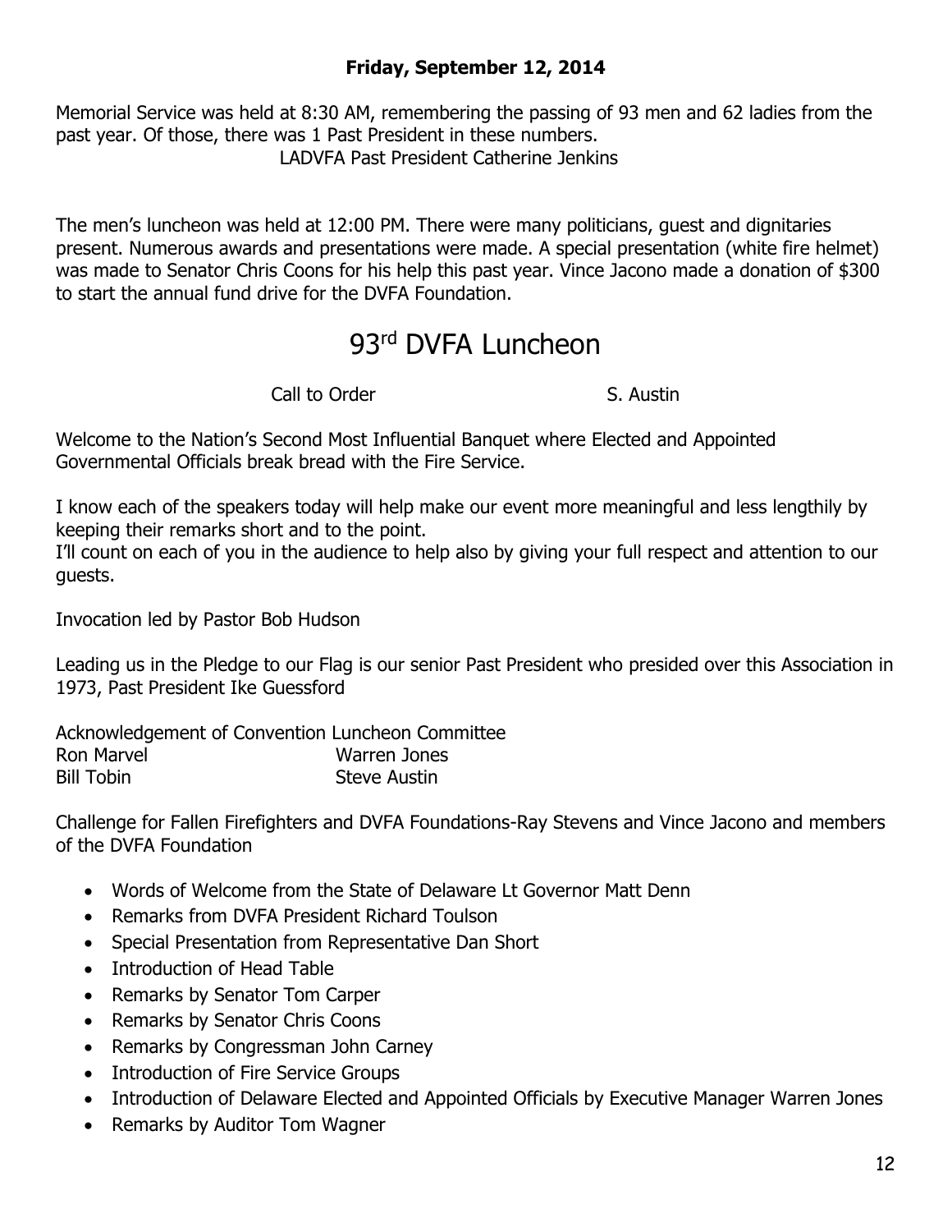**Friday, September 12, 2014**

Memorial Service was held at 8:30 AM, remembering the passing of 93 men and 62 ladies from the past year. Of those, there was 1 Past President in these numbers.

LADVFA Past President Catherine Jenkins

The men's luncheon was held at 12:00 PM. There were many politicians, guest and dignitaries present. Numerous awards and presentations were made. A special presentation (white fire helmet) was made to Senator Chris Coons for his help this past year. Vince Jacono made a donation of $300 to start the annual fund drive for the DVFA Foundation.

# 93rd DVFA Luncheon

Call to Order S. Austin

Welcome to the Nation's Second Most Influential Banquet where Elected and Appointed Governmental Officials break bread with the Fire Service.

I know each of the speakers today will help make our event more meaningful and less lengthily by keeping their remarks short and to the point.
I'll count on each of you in the audience to help also by giving your full respect and attention to our guests.

Invocation led by Pastor Bob Hudson

Leading us in the Pledge to our Flag is our senior Past President who presided over this Association in 1973, Past President Ike Guessford

Acknowledgement of Convention Luncheon Committee

| | |
|---|---|
| Ron Marvel | Warren Jones |
| Bill Tobin | Steve Austin |

Challenge for Fallen Firefighters and DVFA Foundations-Ray Stevens and Vince Jacono and members of the DVFA Foundation

- Words of Welcome from the State of Delaware Lt Governor Matt Denn
- Remarks from DVFA President Richard Toulson
- Special Presentation from Representative Dan Short
- Introduction of Head Table
- Remarks by Senator Tom Carper
- Remarks by Senator Chris Coons
- Remarks by Congressman John Carney
- Introduction of Fire Service Groups
- Introduction of Delaware Elected and Appointed Officials by Executive Manager Warren Jones
- Remarks by Auditor Tom Wagner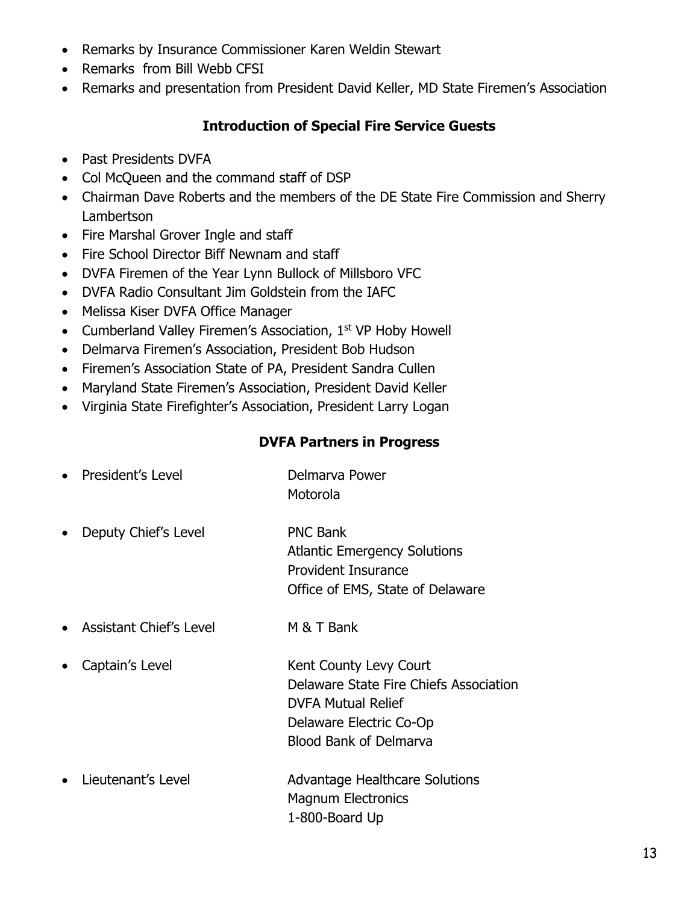- Remarks by Insurance Commissioner Karen Weldin Stewart
- Remarks  from Bill Webb CFSI
- Remarks and presentation from President David Keller, MD State Firemen's Association

## Introduction of Special Fire Service Guests

- Past Presidents DVFA
- Col McQueen and the command staff of DSP
- Chairman Dave Roberts and the members of the DE State Fire Commission and Sherry Lambertson
- Fire Marshal Grover Ingle and staff
- Fire School Director Biff Newnam and staff
- DVFA Firemen of the Year Lynn Bullock of Millsboro VFC
- DVFA Radio Consultant Jim Goldstein from the IAFC
- Melissa Kiser DVFA Office Manager
- Cumberland Valley Firemen's Association, 1st VP Hoby Howell
- Delmarva Firemen's Association, President Bob Hudson
- Firemen's Association State of PA, President Sandra Cullen
- Maryland State Firemen's Association, President David Keller
- Virginia State Firefighter's Association, President Larry Logan

## DVFA Partners in Progress

- President's Level
  - Delmarva Power
  - Motorola
- Deputy Chief's Level
  - PNC Bank
  - Atlantic Emergency Solutions
  - Provident Insurance
  - Office of EMS, State of Delaware
- Assistant Chief's Level
  - M & T Bank
- Captain's Level
  - Kent County Levy Court
  - Delaware State Fire Chiefs Association
  - DVFA Mutual Relief
  - Delaware Electric Co-Op
  - Blood Bank of Delmarva
- Lieutenant's Level
  - Advantage Healthcare Solutions
  - Magnum Electronics
  - 1-800-Board Up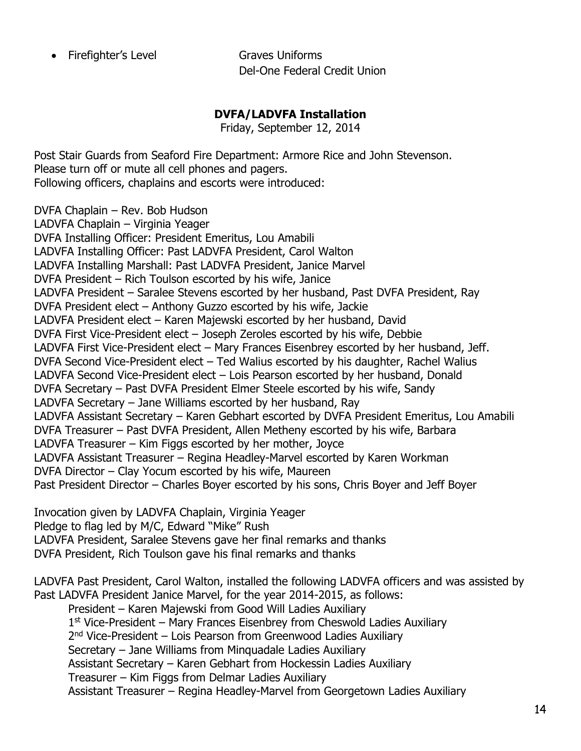- Firefighter's Level — Graves Uniforms
  Del-One Federal Credit Union

**DVFA/LADVFA Installation**

Friday, September 12, 2014

Post Stair Guards from Seaford Fire Department: Armore Rice and John Stevenson.
Please turn off or mute all cell phones and pagers.
Following officers, chaplains and escorts were introduced:

DVFA Chaplain – Rev. Bob Hudson
LADVFA Chaplain – Virginia Yeager
DVFA Installing Officer: President Emeritus, Lou Amabili
LADVFA Installing Officer: Past LADVFA President, Carol Walton
LADVFA Installing Marshall: Past LADVFA President, Janice Marvel
DVFA President – Rich Toulson escorted by his wife, Janice
LADVFA President – Saralee Stevens escorted by her husband, Past DVFA President, Ray
DVFA President elect – Anthony Guzzo escorted by his wife, Jackie
LADVFA President elect – Karen Majewski escorted by her husband, David
DVFA First Vice-President elect – Joseph Zeroles escorted by his wife, Debbie
LADVFA First Vice-President elect – Mary Frances Eisenbrey escorted by her husband, Jeff.
DVFA Second Vice-President elect – Ted Walius escorted by his daughter, Rachel Walius
LADVFA Second Vice-President elect – Lois Pearson escorted by her husband, Donald
DVFA Secretary – Past DVFA President Elmer Steele escorted by his wife, Sandy
LADVFA Secretary – Jane Williams escorted by her husband, Ray
LADVFA Assistant Secretary – Karen Gebhart escorted by DVFA President Emeritus, Lou Amabili
DVFA Treasurer – Past DVFA President, Allen Metheny escorted by his wife, Barbara
LADVFA Treasurer – Kim Figgs escorted by her mother, Joyce
LADVFA Assistant Treasurer – Regina Headley-Marvel escorted by Karen Workman
DVFA Director – Clay Yocum escorted by his wife, Maureen
Past President Director – Charles Boyer escorted by his sons, Chris Boyer and Jeff Boyer

Invocation given by LADVFA Chaplain, Virginia Yeager
Pledge to flag led by M/C, Edward "Mike" Rush
LADVFA President, Saralee Stevens gave her final remarks and thanks
DVFA President, Rich Toulson gave his final remarks and thanks

LADVFA Past President, Carol Walton, installed the following LADVFA officers and was assisted by Past LADVFA President Janice Marvel, for the year 2014-2015, as follows:

President – Karen Majewski from Good Will Ladies Auxiliary
1st Vice-President – Mary Frances Eisenbrey from Cheswold Ladies Auxiliary
2nd Vice-President – Lois Pearson from Greenwood Ladies Auxiliary
Secretary – Jane Williams from Minquadale Ladies Auxiliary
Assistant Secretary – Karen Gebhart from Hockessin Ladies Auxiliary
Treasurer – Kim Figgs from Delmar Ladies Auxiliary
Assistant Treasurer – Regina Headley-Marvel from Georgetown Ladies Auxiliary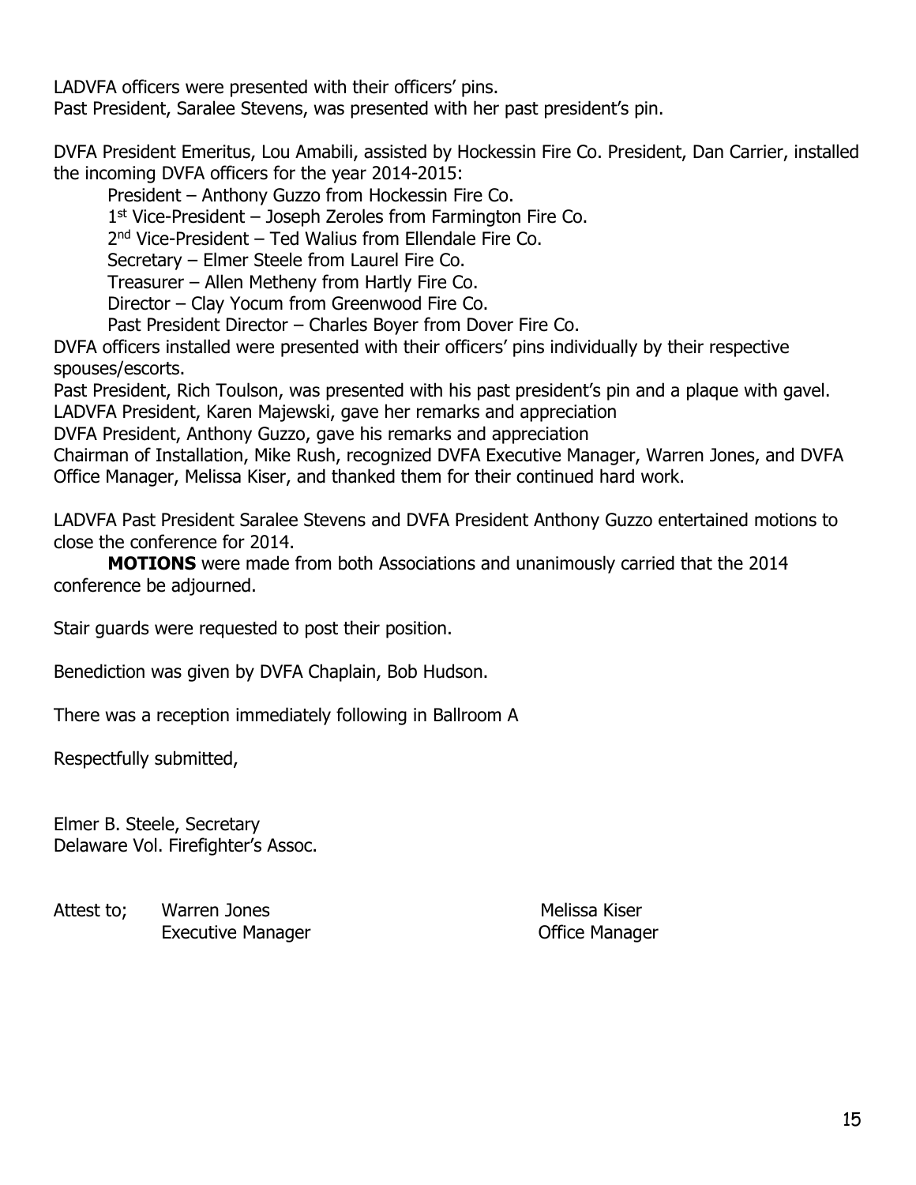LADVFA officers were presented with their officers' pins.
Past President, Saralee Stevens, was presented with her past president's pin.

DVFA President Emeritus, Lou Amabili, assisted by Hockessin Fire Co. President, Dan Carrier, installed the incoming DVFA officers for the year 2014-2015:

President – Anthony Guzzo from Hockessin Fire Co.
1st Vice-President – Joseph Zeroles from Farmington Fire Co.
2nd Vice-President – Ted Walius from Ellendale Fire Co.
Secretary – Elmer Steele from Laurel Fire Co.
Treasurer – Allen Metheny from Hartly Fire Co.
Director – Clay Yocum from Greenwood Fire Co.
Past President Director – Charles Boyer from Dover Fire Co.

DVFA officers installed were presented with their officers' pins individually by their respective spouses/escorts.
Past President, Rich Toulson, was presented with his past president's pin and a plaque with gavel.
LADVFA President, Karen Majewski, gave her remarks and appreciation
DVFA President, Anthony Guzzo, gave his remarks and appreciation
Chairman of Installation, Mike Rush, recognized DVFA Executive Manager, Warren Jones, and DVFA Office Manager, Melissa Kiser, and thanked them for their continued hard work.

LADVFA Past President Saralee Stevens and DVFA President Anthony Guzzo entertained motions to close the conference for 2014.

**MOTIONS** were made from both Associations and unanimously carried that the 2014 conference be adjourned.

Stair guards were requested to post their position.

Benediction was given by DVFA Chaplain, Bob Hudson.

There was a reception immediately following in Ballroom A

Respectfully submitted,

Elmer B. Steele, Secretary
Delaware Vol. Firefighter's Assoc.

Attest to; Warren Jones, Executive Manager — Melissa Kiser, Office Manager